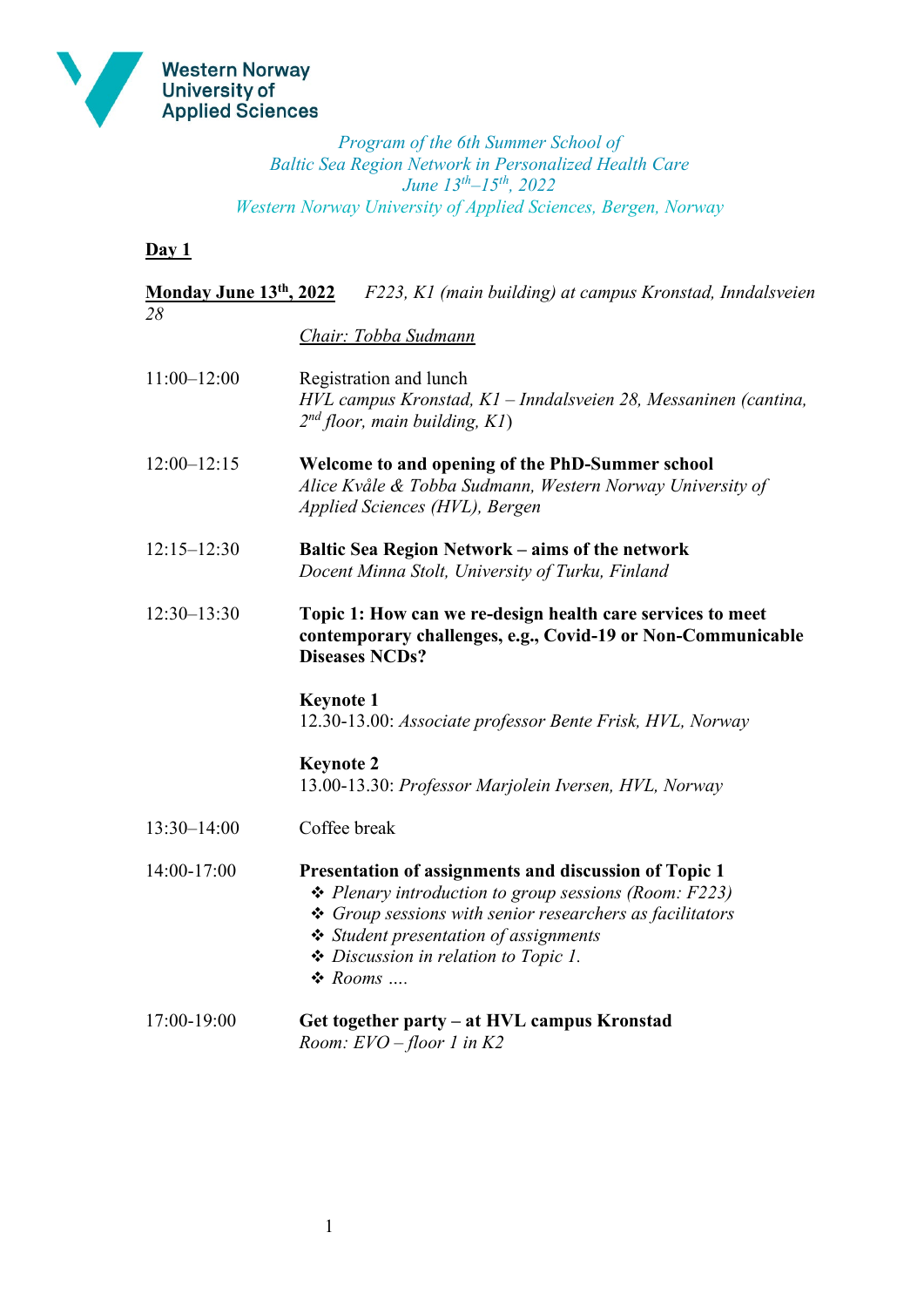Western Norway University of Applied Sciences

*Program of the 6th Summer School of*
*Baltic Sea Region Network in Personalized Health Care*
*June 13th–15th, 2022*
*Western Norway University of Applied Sciences, Bergen, Norway*

## Day 1

**Monday June 13th, 2022** *F223, K1 (main building) at campus Kronstad, Inndalsveien 28*

*Chair: Tobba Sudmann*

11:00–12:00 Registration and lunch
*HVL campus Kronstad, K1 – Inndalsveien 28, Messaninen (cantina, 2nd floor, main building, K1)*

12:00–12:15 **Welcome to and opening of the PhD-Summer school**
*Alice Kvåle & Tobba Sudmann, Western Norway University of Applied Sciences (HVL), Bergen*

12:15–12:30 **Baltic Sea Region Network – aims of the network**
*Docent Minna Stolt, University of Turku, Finland*

12:30–13:30 **Topic 1: How can we re-design health care services to meet contemporary challenges, e.g., Covid-19 or Non-Communicable Diseases NCDs?**

**Keynote 1**
12.30-13.00: *Associate professor Bente Frisk, HVL, Norway*

**Keynote 2**
13.00-13.30: *Professor Marjolein Iversen, HVL, Norway*

13:30–14:00 Coffee break

14:00-17:00 **Presentation of assignments and discussion of Topic 1**

- *Plenary introduction to group sessions (Room: F223)*
- *Group sessions with senior researchers as facilitators*
- *Student presentation of assignments*
- *Discussion in relation to Topic 1.*
- *Rooms ….*

17:00-19:00 **Get together party – at HVL campus Kronstad**
*Room: EVO – floor 1 in K2*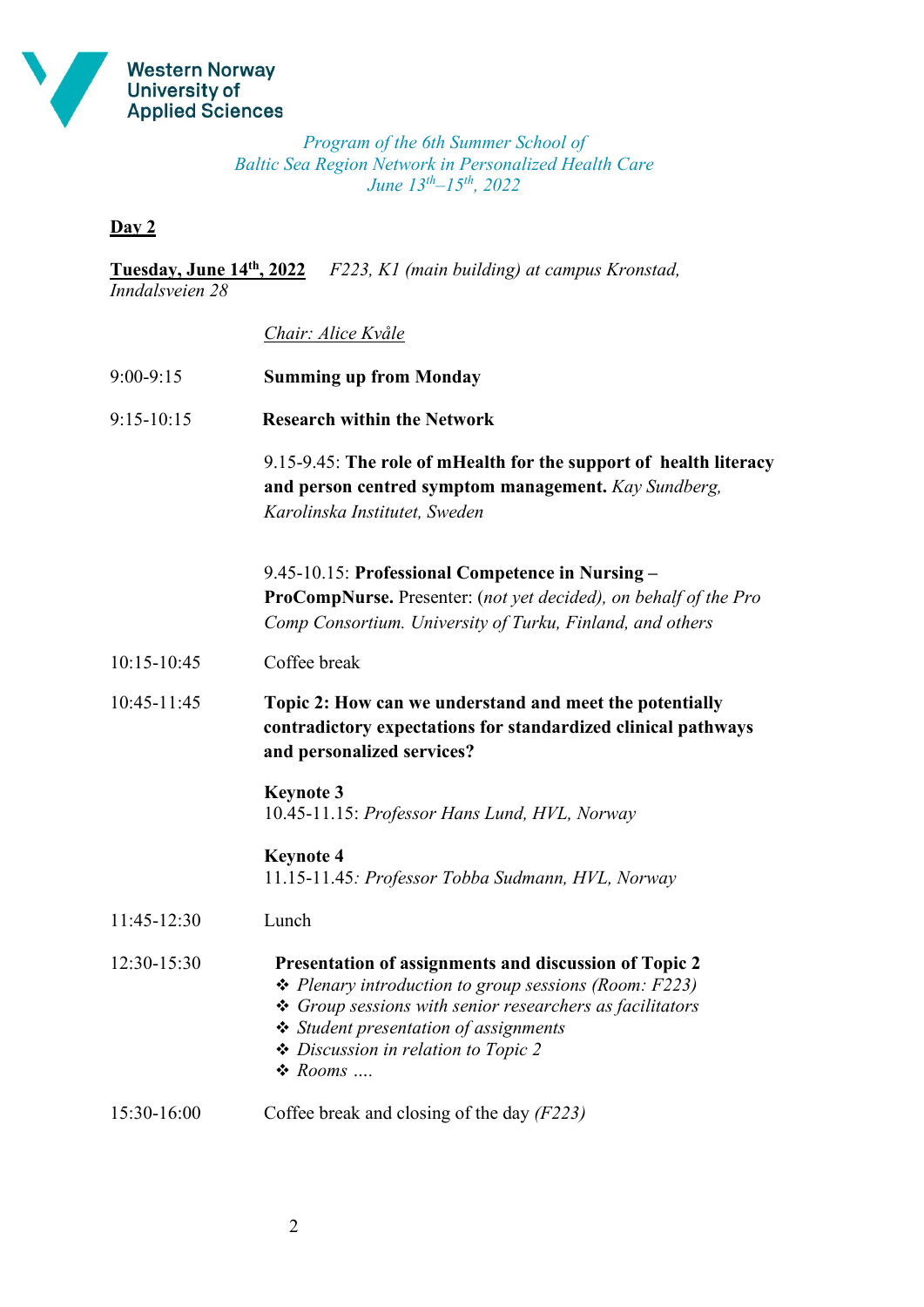Western Norway University of Applied Sciences

*Program of the 6th Summer School of*
*Baltic Sea Region Network in Personalized Health Care*
*June 13th–15th, 2022*

## Day 2

**Tuesday, June 14th, 2022** *F223, K1 (main building) at campus Kronstad, Inndalsveien 28*

*Chair: Alice Kvåle*

| | |
|---|---|
| 9:00-9:15 | **Summing up from Monday** |
| 9:15-10:15 | **Research within the Network**<br><br>9.15-9.45: **The role of mHealth for the support of health literacy and person centred symptom management.** *Kay Sundberg, Karolinska Institutet, Sweden*<br><br>9.45-10.15: **Professional Competence in Nursing – ProCompNurse.** Presenter: (*not yet decided), on behalf of the Pro Comp Consortium. University of Turku, Finland, and others* |
| 10:15-10:45 | Coffee break |
| 10:45-11:45 | **Topic 2: How can we understand and meet the potentially contradictory expectations for standardized clinical pathways and personalized services?**<br><br>**Keynote 3**<br>10.45-11.15: *Professor Hans Lund, HVL, Norway*<br><br>**Keynote 4**<br>11.15-11.45*: Professor Tobba Sudmann, HVL, Norway* |
| 11:45-12:30 | Lunch |
| 12:30-15:30 | **Presentation of assignments and discussion of Topic 2**<br>❖ *Plenary introduction to group sessions (Room: F223)*<br>❖ *Group sessions with senior researchers as facilitators*<br>❖ *Student presentation of assignments*<br>❖ *Discussion in relation to Topic 2*<br>❖ *Rooms ….* |
| 15:30-16:00 | Coffee break and closing of the day *(F223)* |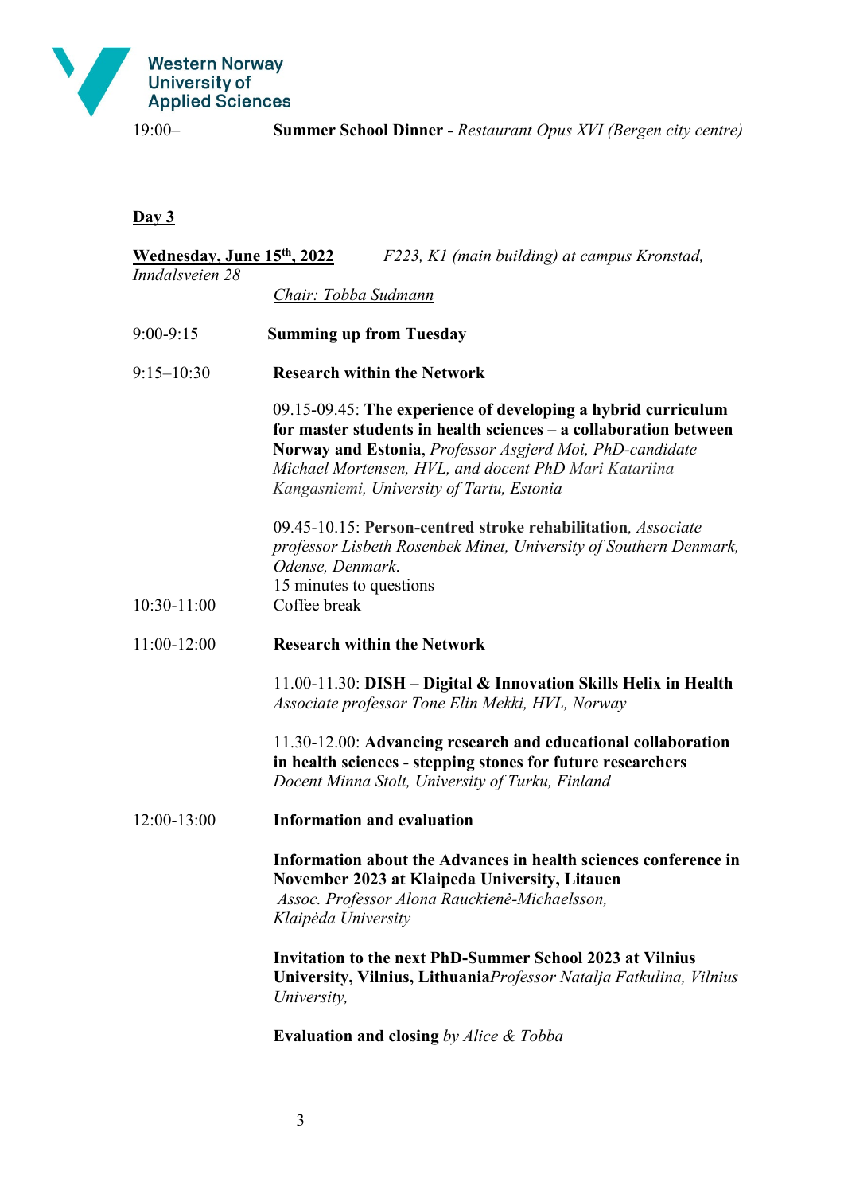Western Norway University of Applied Sciences

19:00– **Summer School Dinner -** *Restaurant Opus XVI (Bergen city centre)*

## Day 3

**Wednesday, June 15th, 2022** *F223, K1 (main building) at campus Kronstad, Inndalsveien 28*

*Chair: Tobba Sudmann*

9:00-9:15 **Summing up from Tuesday**

9:15–10:30 **Research within the Network**

09.15-09.45: **The experience of developing a hybrid curriculum for master students in health sciences – a collaboration between Norway and Estonia**, *Professor Asgjerd Moi, PhD-candidate Michael Mortensen, HVL, and docent PhD Mari Katariina Kangasniemi, University of Tartu, Estonia*

09.45-10.15: **Person-centred stroke rehabilitation**, *Associate professor Lisbeth Rosenbek Minet, University of Southern Denmark, Odense, Denmark.*
15 minutes to questions

10:30-11:00 Coffee break

11:00-12:00 **Research within the Network**

11.00-11.30: **DISH – Digital & Innovation Skills Helix in Health** *Associate professor Tone Elin Mekki, HVL, Norway*

11.30-12.00: **Advancing research and educational collaboration in health sciences - stepping stones for future researchers** *Docent Minna Stolt, University of Turku, Finland*

12:00-13:00 **Information and evaluation**

**Information about the Advances in health sciences conference in November 2023 at Klaipeda University, Litauen**
*Assoc. Professor Alona Rauckienė-Michaelsson, Klaipėda University*

**Invitation to the next PhD-Summer School 2023 at Vilnius University, Vilnius, Lithuania***Professor Natalja Fatkulina, Vilnius University,*

**Evaluation and closing** *by Alice & Tobba*